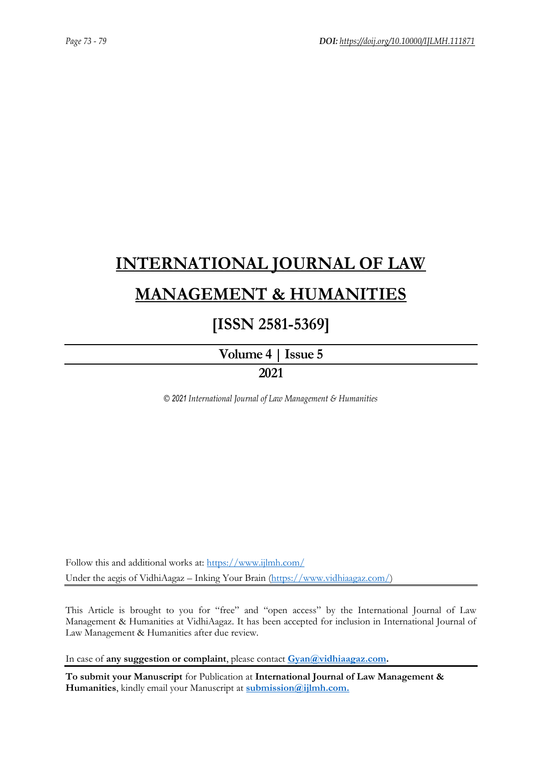# INTERNATIONAL JOURNAL OF LAW MANAGEMENT & HUMANITIES

## [ISSN 2581-5369]

**Volume 4 | Issue 5**

**2021**

*© 2021 International Journal of Law Management & Humanities*

Follow this and additional works at: https://www.ijlmh.com/

Under the aegis of VidhiAagaz – Inking Your Brain (https://www.vidhiaagaz.com/)

This Article is brought to you for "free" and "open access" by the International Journal of Law Management & Humanities at VidhiAagaz. It has been accepted for inclusion in International Journal of Law Management & Humanities after due review.

In case of **any suggestion or complaint**, please contact **Gyan@vidhiaagaz.com.**

**To submit your Manuscript** for Publication at **International Journal of Law Management & Humanities**, kindly email your Manuscript at **submission@ijlmh.com.**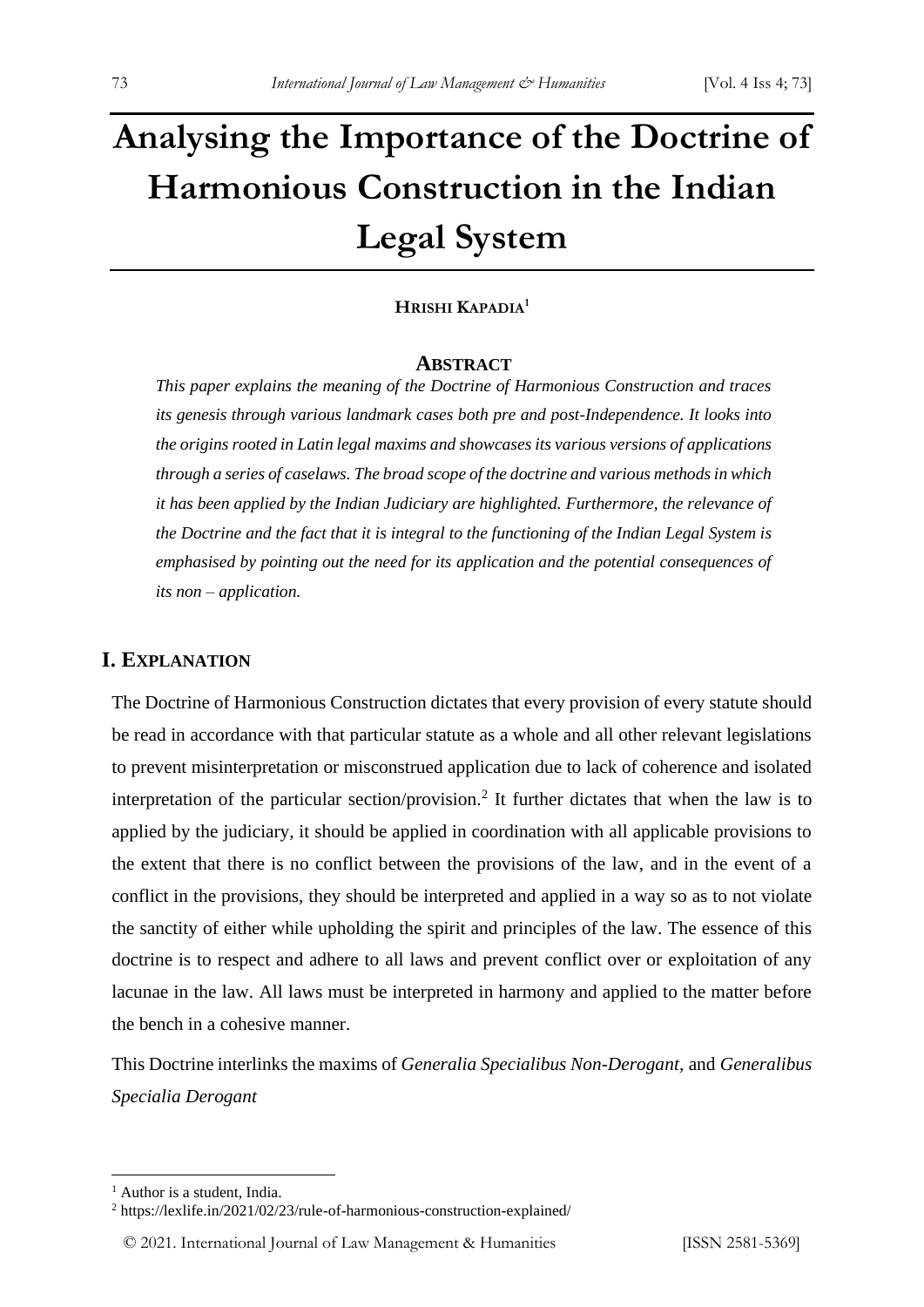# Analysing the Importance of the Doctrine of Harmonious Construction in the Indian Legal System

**HRISHI KAPADIA**[1]

## ABSTRACT

*This paper explains the meaning of the Doctrine of Harmonious Construction and traces its genesis through various landmark cases both pre and post-Independence. It looks into the origins rooted in Latin legal maxims and showcases its various versions of applications through a series of caselaws. The broad scope of the doctrine and various methods in which it has been applied by the Indian Judiciary are highlighted. Furthermore, the relevance of the Doctrine and the fact that it is integral to the functioning of the Indian Legal System is emphasised by pointing out the need for its application and the potential consequences of its non – application.*

## I. EXPLANATION

The Doctrine of Harmonious Construction dictates that every provision of every statute should be read in accordance with that particular statute as a whole and all other relevant legislations to prevent misinterpretation or misconstrued application due to lack of coherence and isolated interpretation of the particular section/provision.[2] It further dictates that when the law is to applied by the judiciary, it should be applied in coordination with all applicable provisions to the extent that there is no conflict between the provisions of the law, and in the event of a conflict in the provisions, they should be interpreted and applied in a way so as to not violate the sanctity of either while upholding the spirit and principles of the law. The essence of this doctrine is to respect and adhere to all laws and prevent conflict over or exploitation of any lacunae in the law. All laws must be interpreted in harmony and applied to the matter before the bench in a cohesive manner.

This Doctrine interlinks the maxims of *Generalia Specialibus Non-Derogant*, and *Generalibus Specialia Derogant*

---

[1] Author is a student, India.

[2] https://lexlife.in/2021/02/23/rule-of-harmonious-construction-explained/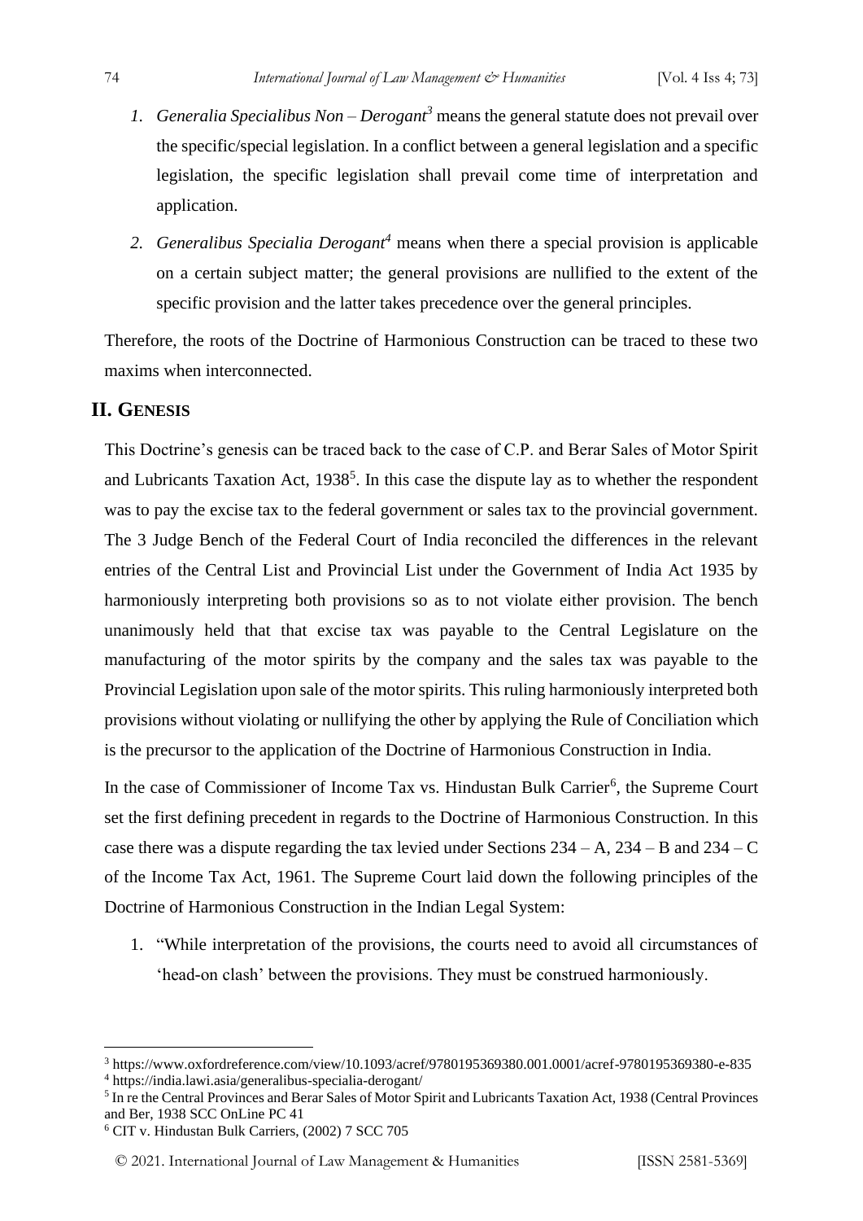1. *Generalia Specialibus Non – Derogant*[3] means the general statute does not prevail over the specific/special legislation. In a conflict between a general legislation and a specific legislation, the specific legislation shall prevail come time of interpretation and application.
2. *Generalibus Specialia Derogant*[4] means when there a special provision is applicable on a certain subject matter; the general provisions are nullified to the extent of the specific provision and the latter takes precedence over the general principles.

Therefore, the roots of the Doctrine of Harmonious Construction can be traced to these two maxims when interconnected.

## II. Genesis

This Doctrine's genesis can be traced back to the case of C.P. and Berar Sales of Motor Spirit and Lubricants Taxation Act, 1938[5]. In this case the dispute lay as to whether the respondent was to pay the excise tax to the federal government or sales tax to the provincial government. The 3 Judge Bench of the Federal Court of India reconciled the differences in the relevant entries of the Central List and Provincial List under the Government of India Act 1935 by harmoniously interpreting both provisions so as to not violate either provision. The bench unanimously held that that excise tax was payable to the Central Legislature on the manufacturing of the motor spirits by the company and the sales tax was payable to the Provincial Legislation upon sale of the motor spirits. This ruling harmoniously interpreted both provisions without violating or nullifying the other by applying the Rule of Conciliation which is the precursor to the application of the Doctrine of Harmonious Construction in India.

In the case of Commissioner of Income Tax vs. Hindustan Bulk Carrier[6], the Supreme Court set the first defining precedent in regards to the Doctrine of Harmonious Construction. In this case there was a dispute regarding the tax levied under Sections 234 – A, 234 – B and 234 – C of the Income Tax Act, 1961. The Supreme Court laid down the following principles of the Doctrine of Harmonious Construction in the Indian Legal System:

1. "While interpretation of the provisions, the courts need to avoid all circumstances of 'head-on clash' between the provisions. They must be construed harmoniously.

---

[3] https://www.oxfordreference.com/view/10.1093/acref/9780195369380.001.0001/acref-9780195369380-e-835

[4] https://india.lawi.asia/generalibus-specialia-derogant/

[5] In re the Central Provinces and Berar Sales of Motor Spirit and Lubricants Taxation Act, 1938 (Central Provinces and Ber, 1938 SCC OnLine PC 41

[6] CIT v. Hindustan Bulk Carriers, (2002) 7 SCC 705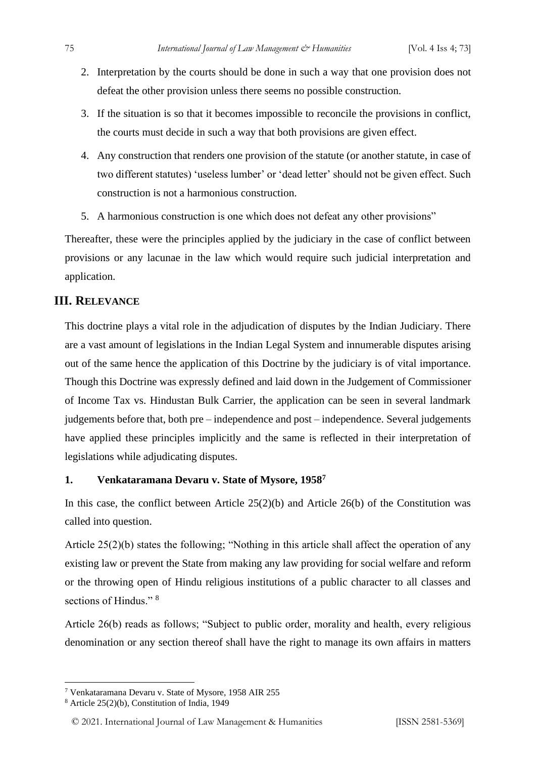2. Interpretation by the courts should be done in such a way that one provision does not defeat the other provision unless there seems no possible construction.
3. If the situation is so that it becomes impossible to reconcile the provisions in conflict, the courts must decide in such a way that both provisions are given effect.
4. Any construction that renders one provision of the statute (or another statute, in case of two different statutes) 'useless lumber' or 'dead letter' should not be given effect. Such construction is not a harmonious construction.
5. A harmonious construction is one which does not defeat any other provisions"

Thereafter, these were the principles applied by the judiciary in the case of conflict between provisions or any lacunae in the law which would require such judicial interpretation and application.

## III. Relevance

This doctrine plays a vital role in the adjudication of disputes by the Indian Judiciary. There are a vast amount of legislations in the Indian Legal System and innumerable disputes arising out of the same hence the application of this Doctrine by the judiciary is of vital importance. Though this Doctrine was expressly defined and laid down in the Judgement of Commissioner of Income Tax vs. Hindustan Bulk Carrier, the application can be seen in several landmark judgements before that, both pre – independence and post – independence. Several judgements have applied these principles implicitly and the same is reflected in their interpretation of legislations while adjudicating disputes.

### 1. Venkataramana Devaru v. State of Mysore, 1958[7]

In this case, the conflict between Article 25(2)(b) and Article 26(b) of the Constitution was called into question.

Article 25(2)(b) states the following; "Nothing in this article shall affect the operation of any existing law or prevent the State from making any law providing for social welfare and reform or the throwing open of Hindu religious institutions of a public character to all classes and sections of Hindus." [8]

Article 26(b) reads as follows; "Subject to public order, morality and health, every religious denomination or any section thereof shall have the right to manage its own affairs in matters

---

[7] Venkataramana Devaru v. State of Mysore, 1958 AIR 255

[8] Article 25(2)(b), Constitution of India, 1949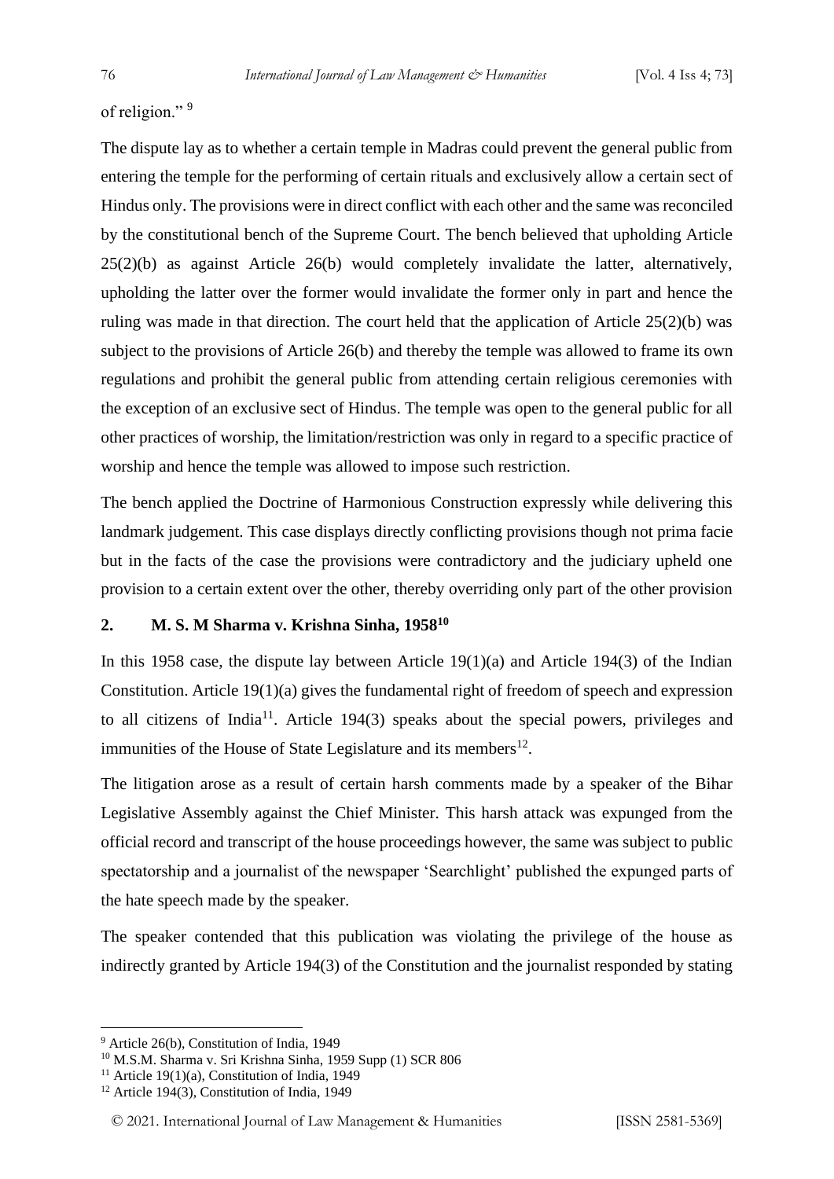of religion."[9]

The dispute lay as to whether a certain temple in Madras could prevent the general public from entering the temple for the performing of certain rituals and exclusively allow a certain sect of Hindus only. The provisions were in direct conflict with each other and the same was reconciled by the constitutional bench of the Supreme Court. The bench believed that upholding Article 25(2)(b) as against Article 26(b) would completely invalidate the latter, alternatively, upholding the latter over the former would invalidate the former only in part and hence the ruling was made in that direction. The court held that the application of Article 25(2)(b) was subject to the provisions of Article 26(b) and thereby the temple was allowed to frame its own regulations and prohibit the general public from attending certain religious ceremonies with the exception of an exclusive sect of Hindus. The temple was open to the general public for all other practices of worship, the limitation/restriction was only in regard to a specific practice of worship and hence the temple was allowed to impose such restriction.

The bench applied the Doctrine of Harmonious Construction expressly while delivering this landmark judgement. This case displays directly conflicting provisions though not prima facie but in the facts of the case the provisions were contradictory and the judiciary upheld one provision to a certain extent over the other, thereby overriding only part of the other provision

## 2. M. S. M Sharma v. Krishna Sinha, 1958[10]

In this 1958 case, the dispute lay between Article 19(1)(a) and Article 194(3) of the Indian Constitution. Article 19(1)(a) gives the fundamental right of freedom of speech and expression to all citizens of India[11]. Article 194(3) speaks about the special powers, privileges and immunities of the House of State Legislature and its members[12].

The litigation arose as a result of certain harsh comments made by a speaker of the Bihar Legislative Assembly against the Chief Minister. This harsh attack was expunged from the official record and transcript of the house proceedings however, the same was subject to public spectatorship and a journalist of the newspaper 'Searchlight' published the expunged parts of the hate speech made by the speaker.

The speaker contended that this publication was violating the privilege of the house as indirectly granted by Article 194(3) of the Constitution and the journalist responded by stating

---

[9] Article 26(b), Constitution of India, 1949

[10] M.S.M. Sharma v. Sri Krishna Sinha, 1959 Supp (1) SCR 806

[11] Article 19(1)(a), Constitution of India, 1949

[12] Article 194(3), Constitution of India, 1949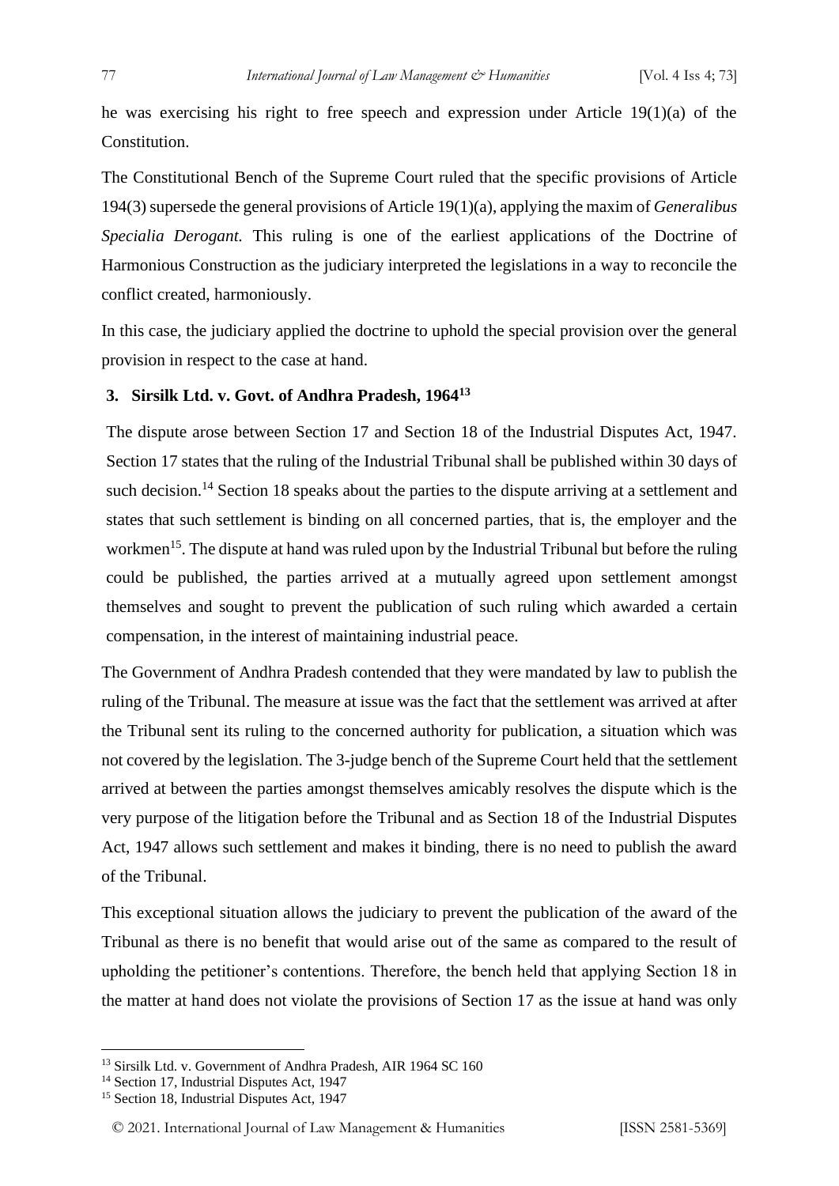he was exercising his right to free speech and expression under Article 19(1)(a) of the Constitution.

The Constitutional Bench of the Supreme Court ruled that the specific provisions of Article 194(3) supersede the general provisions of Article 19(1)(a), applying the maxim of *Generalibus Specialia Derogant.* This ruling is one of the earliest applications of the Doctrine of Harmonious Construction as the judiciary interpreted the legislations in a way to reconcile the conflict created, harmoniously.

In this case, the judiciary applied the doctrine to uphold the special provision over the general provision in respect to the case at hand.

### 3. Sirsilk Ltd. v. Govt. of Andhra Pradesh, 1964[13]

The dispute arose between Section 17 and Section 18 of the Industrial Disputes Act, 1947. Section 17 states that the ruling of the Industrial Tribunal shall be published within 30 days of such decision.[14] Section 18 speaks about the parties to the dispute arriving at a settlement and states that such settlement is binding on all concerned parties, that is, the employer and the workmen[15]. The dispute at hand was ruled upon by the Industrial Tribunal but before the ruling could be published, the parties arrived at a mutually agreed upon settlement amongst themselves and sought to prevent the publication of such ruling which awarded a certain compensation, in the interest of maintaining industrial peace.

The Government of Andhra Pradesh contended that they were mandated by law to publish the ruling of the Tribunal. The measure at issue was the fact that the settlement was arrived at after the Tribunal sent its ruling to the concerned authority for publication, a situation which was not covered by the legislation. The 3-judge bench of the Supreme Court held that the settlement arrived at between the parties amongst themselves amicably resolves the dispute which is the very purpose of the litigation before the Tribunal and as Section 18 of the Industrial Disputes Act, 1947 allows such settlement and makes it binding, there is no need to publish the award of the Tribunal.

This exceptional situation allows the judiciary to prevent the publication of the award of the Tribunal as there is no benefit that would arise out of the same as compared to the result of upholding the petitioner's contentions. Therefore, the bench held that applying Section 18 in the matter at hand does not violate the provisions of Section 17 as the issue at hand was only

---

[13] Sirsilk Ltd. v. Government of Andhra Pradesh, AIR 1964 SC 160

[14] Section 17, Industrial Disputes Act, 1947

[15] Section 18, Industrial Disputes Act, 1947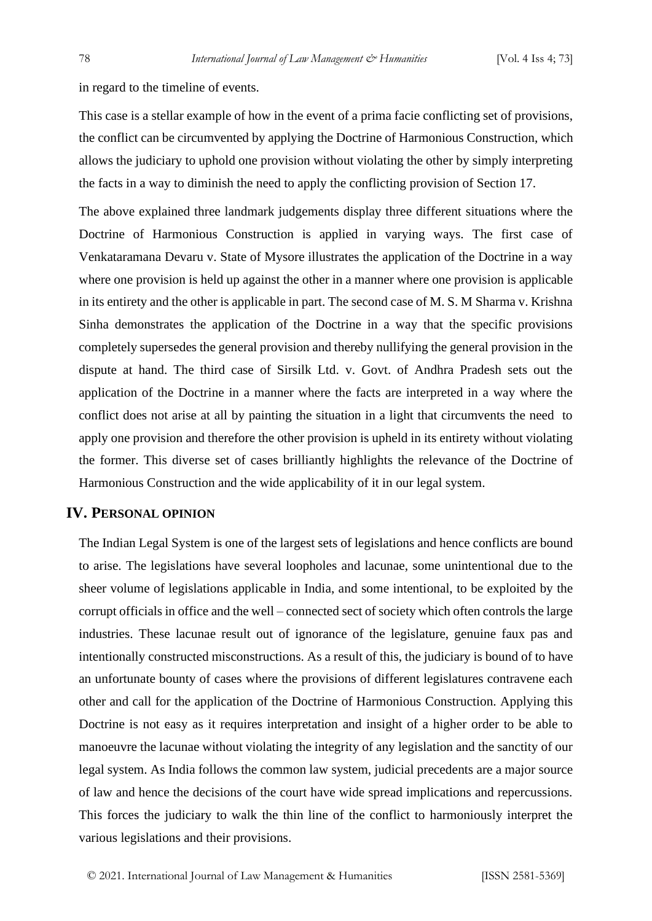in regard to the timeline of events.

This case is a stellar example of how in the event of a prima facie conflicting set of provisions, the conflict can be circumvented by applying the Doctrine of Harmonious Construction, which allows the judiciary to uphold one provision without violating the other by simply interpreting the facts in a way to diminish the need to apply the conflicting provision of Section 17.

The above explained three landmark judgements display three different situations where the Doctrine of Harmonious Construction is applied in varying ways. The first case of Venkataramana Devaru v. State of Mysore illustrates the application of the Doctrine in a way where one provision is held up against the other in a manner where one provision is applicable in its entirety and the other is applicable in part. The second case of M. S. M Sharma v. Krishna Sinha demonstrates the application of the Doctrine in a way that the specific provisions completely supersedes the general provision and thereby nullifying the general provision in the dispute at hand. The third case of Sirsilk Ltd. v. Govt. of Andhra Pradesh sets out the application of the Doctrine in a manner where the facts are interpreted in a way where the conflict does not arise at all by painting the situation in a light that circumvents the need to apply one provision and therefore the other provision is upheld in its entirety without violating the former. This diverse set of cases brilliantly highlights the relevance of the Doctrine of Harmonious Construction and the wide applicability of it in our legal system.

## IV. Personal opinion

The Indian Legal System is one of the largest sets of legislations and hence conflicts are bound to arise. The legislations have several loopholes and lacunae, some unintentional due to the sheer volume of legislations applicable in India, and some intentional, to be exploited by the corrupt officials in office and the well – connected sect of society which often controls the large industries. These lacunae result out of ignorance of the legislature, genuine faux pas and intentionally constructed misconstructions. As a result of this, the judiciary is bound of to have an unfortunate bounty of cases where the provisions of different legislatures contravene each other and call for the application of the Doctrine of Harmonious Construction. Applying this Doctrine is not easy as it requires interpretation and insight of a higher order to be able to manoeuvre the lacunae without violating the integrity of any legislation and the sanctity of our legal system. As India follows the common law system, judicial precedents are a major source of law and hence the decisions of the court have wide spread implications and repercussions. This forces the judiciary to walk the thin line of the conflict to harmoniously interpret the various legislations and their provisions.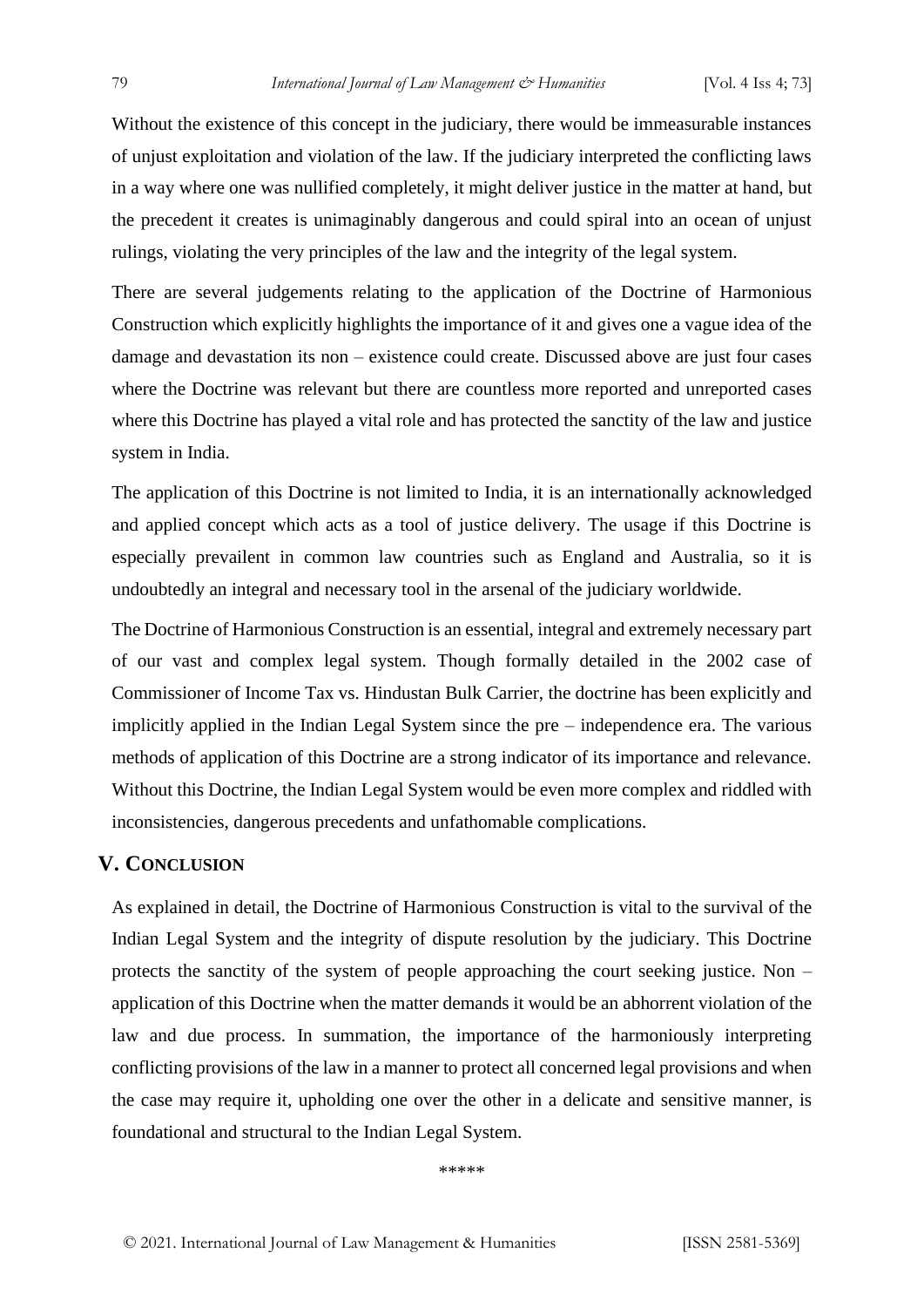Without the existence of this concept in the judiciary, there would be immeasurable instances of unjust exploitation and violation of the law. If the judiciary interpreted the conflicting laws in a way where one was nullified completely, it might deliver justice in the matter at hand, but the precedent it creates is unimaginably dangerous and could spiral into an ocean of unjust rulings, violating the very principles of the law and the integrity of the legal system.

There are several judgements relating to the application of the Doctrine of Harmonious Construction which explicitly highlights the importance of it and gives one a vague idea of the damage and devastation its non – existence could create. Discussed above are just four cases where the Doctrine was relevant but there are countless more reported and unreported cases where this Doctrine has played a vital role and has protected the sanctity of the law and justice system in India.

The application of this Doctrine is not limited to India, it is an internationally acknowledged and applied concept which acts as a tool of justice delivery. The usage if this Doctrine is especially prevailent in common law countries such as England and Australia, so it is undoubtedly an integral and necessary tool in the arsenal of the judiciary worldwide.

The Doctrine of Harmonious Construction is an essential, integral and extremely necessary part of our vast and complex legal system. Though formally detailed in the 2002 case of Commissioner of Income Tax vs. Hindustan Bulk Carrier, the doctrine has been explicitly and implicitly applied in the Indian Legal System since the pre – independence era. The various methods of application of this Doctrine are a strong indicator of its importance and relevance. Without this Doctrine, the Indian Legal System would be even more complex and riddled with inconsistencies, dangerous precedents and unfathomable complications.

## V. Conclusion

As explained in detail, the Doctrine of Harmonious Construction is vital to the survival of the Indian Legal System and the integrity of dispute resolution by the judiciary. This Doctrine protects the sanctity of the system of people approaching the court seeking justice. Non – application of this Doctrine when the matter demands it would be an abhorrent violation of the law and due process. In summation, the importance of the harmoniously interpreting conflicting provisions of the law in a manner to protect all concerned legal provisions and when the case may require it, upholding one over the other in a delicate and sensitive manner, is foundational and structural to the Indian Legal System.

*****